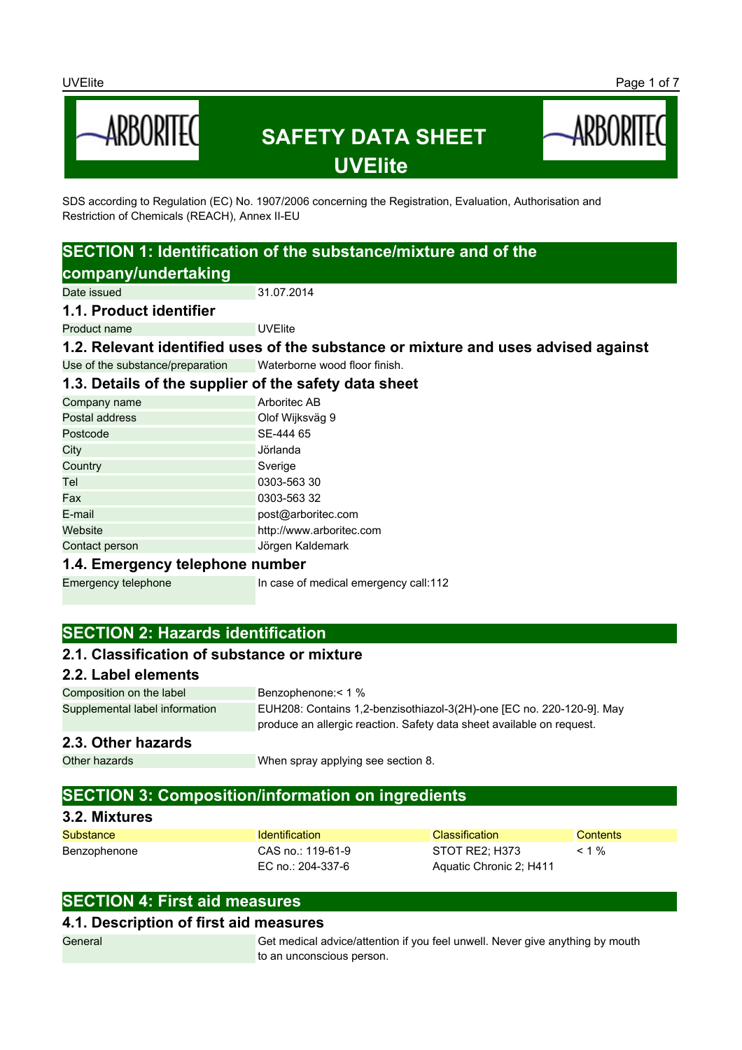# SAFETY DATA SHEET
# UVElite

SDS according to Regulation (EC) No. 1907/2006 concerning the Registration, Evaluation, Authorisation and Restriction of Chemicals (REACH), Annex II-EU

## SECTION 1: Identification of the substance/mixture and of the company/undertaking

| | |
|---|---|
| Date issued | 31.07.2014 |

### 1.1. Product identifier

| | |
|---|---|
| Product name | UVElite |

### 1.2. Relevant identified uses of the substance or mixture and uses advised against

| | |
|---|---|
| Use of the substance/preparation | Waterborne wood floor finish. |

### 1.3. Details of the supplier of the safety data sheet

| | |
|---|---|
| Company name | Arboritec AB |
| Postal address | Olof Wijksväg 9 |
| Postcode | SE-444 65 |
| City | Jörlanda |
| Country | Sverige |
| Tel | 0303-563 30 |
| Fax | 0303-563 32 |
| E-mail | post@arboritec.com |
| Website | http://www.arboritec.com |
| Contact person | Jörgen Kaldemark |

### 1.4. Emergency telephone number

| | |
|---|---|
| Emergency telephone | In case of medical emergency call:112 |

## SECTION 2: Hazards identification

### 2.1. Classification of substance or mixture

### 2.2. Label elements

| | |
|---|---|
| Composition on the label | Benzophenone:< 1 % |
| Supplemental label information | EUH208: Contains 1,2-benzisothiazol-3(2H)-one [EC no. 220-120-9]. May produce an allergic reaction. Safety data sheet available on request. |

### 2.3. Other hazards

| | |
|---|---|
| Other hazards | When spray applying see section 8. |

## SECTION 3: Composition/information on ingredients

### 3.2. Mixtures

| Substance | Identification | Classification | Contents |
|---|---|---|---|
| Benzophenone | CAS no.: 119-61-9<br>EC no.: 204-337-6 | STOT RE2; H373<br>Aquatic Chronic 2; H411 | < 1 % |

## SECTION 4: First aid measures

### 4.1. Description of first aid measures

| | |
|---|---|
| General | Get medical advice/attention if you feel unwell. Never give anything by mouth to an unconscious person. |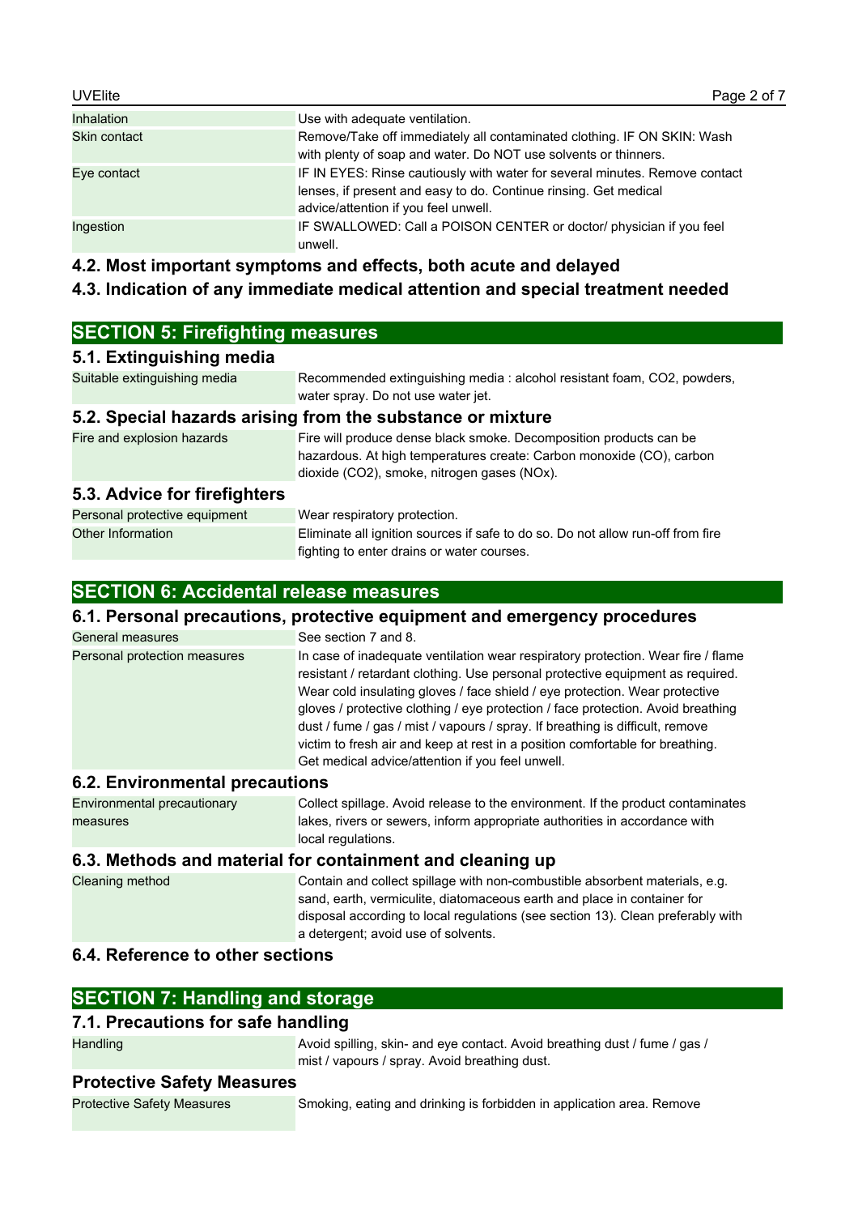| | |
|---|---|
| Inhalation | Use with adequate ventilation. |
| Skin contact | Remove/Take off immediately all contaminated clothing. IF ON SKIN: Wash with plenty of soap and water. Do NOT use solvents or thinners. |
| Eye contact | IF IN EYES: Rinse cautiously with water for several minutes. Remove contact lenses, if present and easy to do. Continue rinsing. Get medical advice/attention if you feel unwell. |
| Ingestion | IF SWALLOWED: Call a POISON CENTER or doctor/ physician if you feel unwell. |

### 4.2. Most important symptoms and effects, both acute and delayed

### 4.3. Indication of any immediate medical attention and special treatment needed

## SECTION 5: Firefighting measures

### 5.1. Extinguishing media

| | |
|---|---|
| Suitable extinguishing media | Recommended extinguishing media : alcohol resistant foam, $CO_2$, powders, water spray. Do not use water jet. |

### 5.2. Special hazards arising from the substance or mixture

| | |
|---|---|
| Fire and explosion hazards | Fire will produce dense black smoke. Decomposition products can be hazardous. At high temperatures create: Carbon monoxide (CO), carbon dioxide ($CO_2$), smoke, nitrogen gases ($NO_x$). |

### 5.3. Advice for firefighters

| | |
|---|---|
| Personal protective equipment | Wear respiratory protection. |
| Other Information | Eliminate all ignition sources if safe to do so. Do not allow run-off from fire fighting to enter drains or water courses. |

## SECTION 6: Accidental release measures

### 6.1. Personal precautions, protective equipment and emergency procedures

| | |
|---|---|
| General measures | See section 7 and 8. |
| Personal protection measures | In case of inadequate ventilation wear respiratory protection. Wear fire / flame resistant / retardant clothing. Use personal protective equipment as required. Wear cold insulating gloves / face shield / eye protection. Wear protective gloves / protective clothing / eye protection / face protection. Avoid breathing dust / fume / gas / mist / vapours / spray. If breathing is difficult, remove victim to fresh air and keep at rest in a position comfortable for breathing. Get medical advice/attention if you feel unwell. |

### 6.2. Environmental precautions

| | |
|---|---|
| Environmental precautionary measures | Collect spillage. Avoid release to the environment. If the product contaminates lakes, rivers or sewers, inform appropriate authorities in accordance with local regulations. |

### 6.3. Methods and material for containment and cleaning up

| | |
|---|---|
| Cleaning method | Contain and collect spillage with non-combustible absorbent materials, e.g. sand, earth, vermiculite, diatomaceous earth and place in container for disposal according to local regulations (see section 13). Clean preferably with a detergent; avoid use of solvents. |

### 6.4. Reference to other sections

## SECTION 7: Handling and storage

### 7.1. Precautions for safe handling

| | |
|---|---|
| Handling | Avoid spilling, skin- and eye contact. Avoid breathing dust / fume / gas / mist / vapours / spray. Avoid breathing dust. |

### Protective Safety Measures

| | |
|---|---|
| Protective Safety Measures | Smoking, eating and drinking is forbidden in application area. Remove |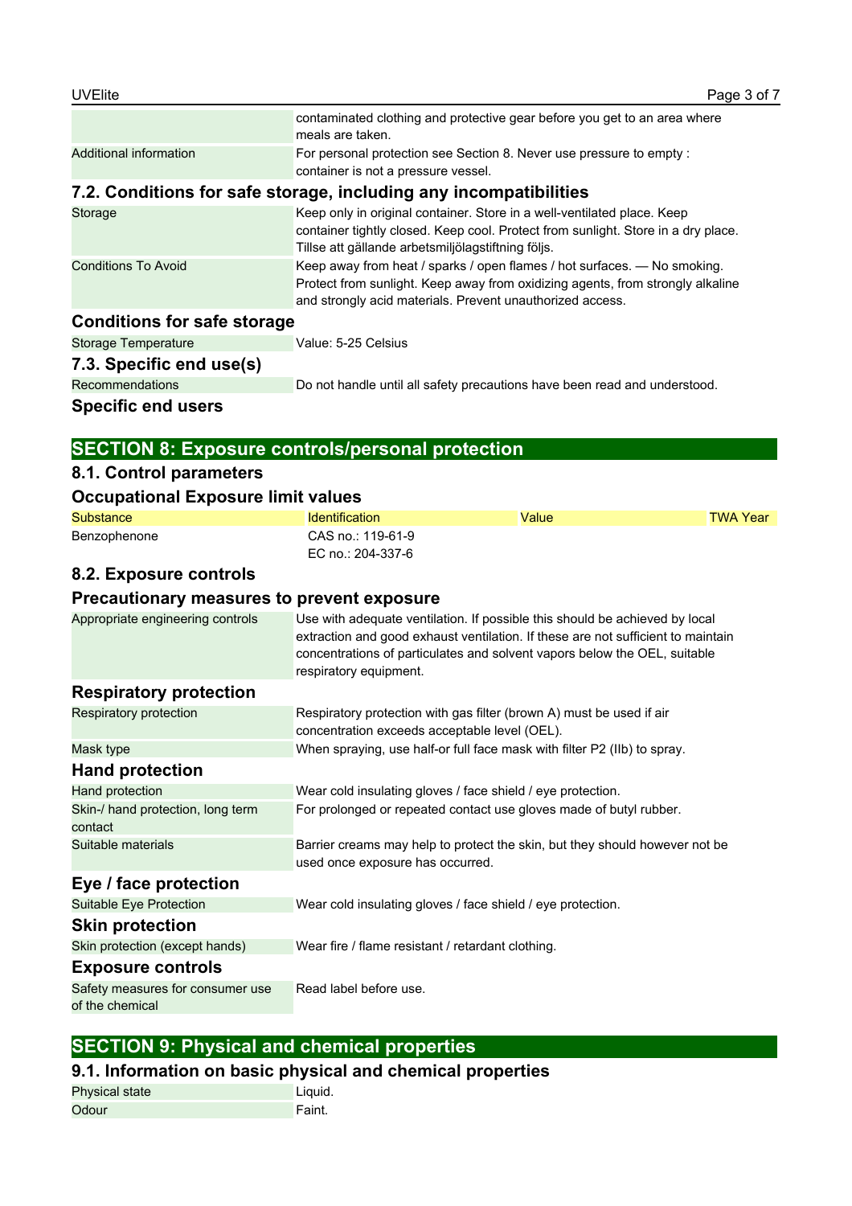| | |
|---|---|
| | contaminated clothing and protective gear before you get to an area where meals are taken. |
| Additional information | For personal protection see Section 8. Never use pressure to empty : container is not a pressure vessel. |

### 7.2. Conditions for safe storage, including any incompatibilities

| | |
|---|---|
| Storage | Keep only in original container. Store in a well-ventilated place. Keep container tightly closed. Keep cool. Protect from sunlight. Store in a dry place. Tillse att gällande arbetsmiljölagstiftning följs. |
| Conditions To Avoid | Keep away from heat / sparks / open flames / hot surfaces. — No smoking. Protect from sunlight. Keep away from oxidizing agents, from strongly alkaline and strongly acid materials. Prevent unauthorized access. |

### Conditions for safe storage

| | |
|---|---|
| Storage Temperature | Value: 5-25 Celsius |

### 7.3. Specific end use(s)

| | |
|---|---|
| Recommendations | Do not handle until all safety precautions have been read and understood. |

### Specific end users

## SECTION 8: Exposure controls/personal protection

### 8.1. Control parameters

### Occupational Exposure limit values

| Substance | Identification | Value | TWA Year |
|---|---|---|---|
| Benzophenone | CAS no.: 119-61-9<br>EC no.: 204-337-6 | | |

### 8.2. Exposure controls

### Precautionary measures to prevent exposure

| | |
|---|---|
| Appropriate engineering controls | Use with adequate ventilation. If possible this should be achieved by local extraction and good exhaust ventilation. If these are not sufficient to maintain concentrations of particulates and solvent vapors below the OEL, suitable respiratory equipment. |

### Respiratory protection

| | |
|---|---|
| Respiratory protection | Respiratory protection with gas filter (brown A) must be used if air concentration exceeds acceptable level (OEL). |
| Mask type | When spraying, use half-or full face mask with filter P2 (IIb) to spray. |

### Hand protection

| | |
|---|---|
| Hand protection | Wear cold insulating gloves / face shield / eye protection. |
| Skin-/ hand protection, long term contact | For prolonged or repeated contact use gloves made of butyl rubber. |
| Suitable materials | Barrier creams may help to protect the skin, but they should however not be used once exposure has occurred. |

### Eye / face protection

| | |
|---|---|
| Suitable Eye Protection | Wear cold insulating gloves / face shield / eye protection. |

### Skin protection

| | |
|---|---|
| Skin protection (except hands) | Wear fire / flame resistant / retardant clothing. |

### Exposure controls

| | |
|---|---|
| Safety measures for consumer use of the chemical | Read label before use. |

## SECTION 9: Physical and chemical properties

### 9.1. Information on basic physical and chemical properties

| | |
|---|---|
| Physical state | Liquid. |
| Odour | Faint. |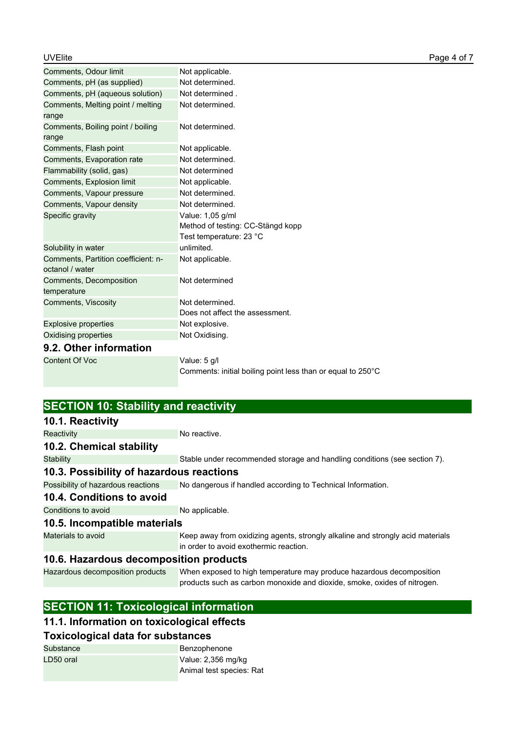| | |
|---|---|
| Comments, Odour limit | Not applicable. |
| Comments, pH (as supplied) | Not determined. |
| Comments, pH (aqueous solution) | Not determined . |
| Comments, Melting point / melting range | Not determined. |
| Comments, Boiling point / boiling range | Not determined. |
| Comments, Flash point | Not applicable. |
| Comments, Evaporation rate | Not determined. |
| Flammability (solid, gas) | Not determined |
| Comments, Explosion limit | Not applicable. |
| Comments, Vapour pressure | Not determined. |
| Comments, Vapour density | Not determined. |
| Specific gravity | Value: 1,05 g/ml<br>Method of testing: CC-Stängd kopp<br>Test temperature: 23 °C |
| Solubility in water | unlimited. |
| Comments, Partition coefficient: n-octanol / water | Not applicable. |
| Comments, Decomposition temperature | Not determined |
| Comments, Viscosity | Not determined.<br>Does not affect the assessment. |
| Explosive properties | Not explosive. |
| Oxidising properties | Not Oxidising. |

### 9.2. Other information

| | |
|---|---|
| Content Of Voc | Value: 5 g/l<br>Comments: initial boiling point less than or equal to 250°C |

## SECTION 10: Stability and reactivity

### 10.1. Reactivity

| | |
|---|---|
| Reactivity | No reactive. |

### 10.2. Chemical stability

| | |
|---|---|
| Stability | Stable under recommended storage and handling conditions (see section 7). |

### 10.3. Possibility of hazardous reactions

| | |
|---|---|
| Possibility of hazardous reactions | No dangerous if handled according to Technical Information. |

### 10.4. Conditions to avoid

| | |
|---|---|
| Conditions to avoid | No applicable. |

### 10.5. Incompatible materials

| | |
|---|---|
| Materials to avoid | Keep away from oxidizing agents, strongly alkaline and strongly acid materials in order to avoid exothermic reaction. |

### 10.6. Hazardous decomposition products

| | |
|---|---|
| Hazardous decomposition products | When exposed to high temperature may produce hazardous decomposition products such as carbon monoxide and dioxide, smoke, oxides of nitrogen. |

## SECTION 11: Toxicological information

### 11.1. Information on toxicological effects

### Toxicological data for substances

| | |
|---|---|
| Substance | Benzophenone |
| LD50 oral | Value: 2,356 mg/kg<br>Animal test species: Rat |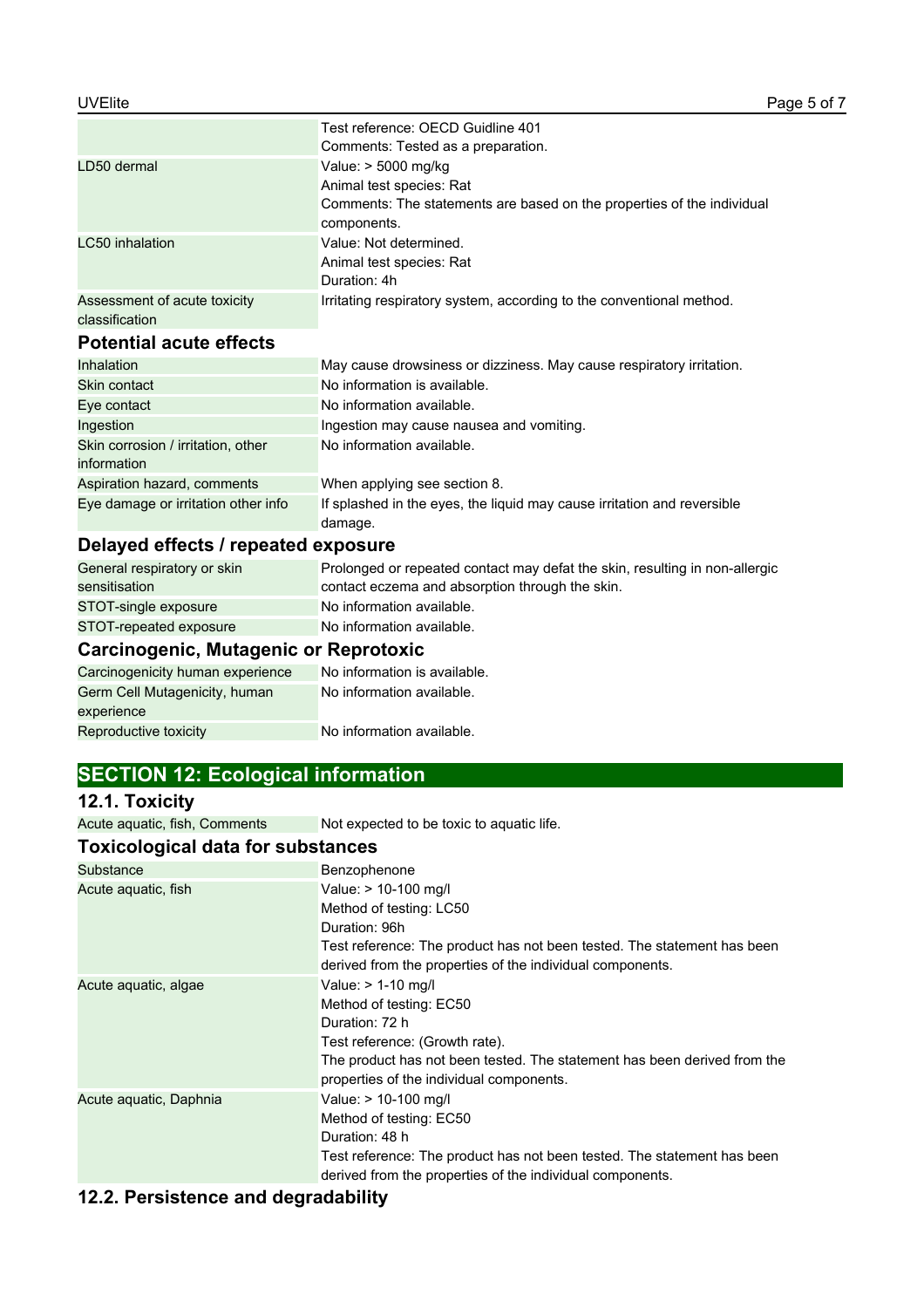| | |
|---|---|
| | Test reference: OECD Guidline 401<br>Comments: Tested as a preparation. |
| LD50 dermal | Value: > 5000 mg/kg<br>Animal test species: Rat<br>Comments: The statements are based on the properties of the individual components. |
| LC50 inhalation | Value: Not determined.<br>Animal test species: Rat<br>Duration: 4h |
| Assessment of acute toxicity classification | Irritating respiratory system, according to the conventional method. |

### Potential acute effects

| | |
|---|---|
| Inhalation | May cause drowsiness or dizziness. May cause respiratory irritation. |
| Skin contact | No information is available. |
| Eye contact | No information available. |
| Ingestion | Ingestion may cause nausea and vomiting. |
| Skin corrosion / irritation, other information | No information available. |
| Aspiration hazard, comments | When applying see section 8. |
| Eye damage or irritation other info | If splashed in the eyes, the liquid may cause irritation and reversible damage. |

### Delayed effects / repeated exposure

| | |
|---|---|
| General respiratory or skin sensitisation | Prolonged or repeated contact may defat the skin, resulting in non-allergic contact eczema and absorption through the skin. |
| STOT-single exposure | No information available. |
| STOT-repeated exposure | No information available. |

### Carcinogenic, Mutagenic or Reprotoxic

| | |
|---|---|
| Carcinogenicity human experience | No information is available. |
| Germ Cell Mutagenicity, human experience | No information available. |
| Reproductive toxicity | No information available. |

## SECTION 12: Ecological information

### 12.1. Toxicity

| | |
|---|---|
| Acute aquatic, fish, Comments | Not expected to be toxic to aquatic life. |

### Toxicological data for substances

| | |
|---|---|
| Substance | Benzophenone |
| Acute aquatic, fish | Value: > 10-100 mg/l<br>Method of testing: LC50<br>Duration: 96h<br>Test reference: The product has not been tested. The statement has been derived from the properties of the individual components. |
| Acute aquatic, algae | Value: > 1-10 mg/l<br>Method of testing: EC50<br>Duration: 72 h<br>Test reference: (Growth rate).<br>The product has not been tested. The statement has been derived from the properties of the individual components. |
| Acute aquatic, Daphnia | Value: > 10-100 mg/l<br>Method of testing: EC50<br>Duration: 48 h<br>Test reference: The product has not been tested. The statement has been derived from the properties of the individual components. |

### 12.2. Persistence and degradability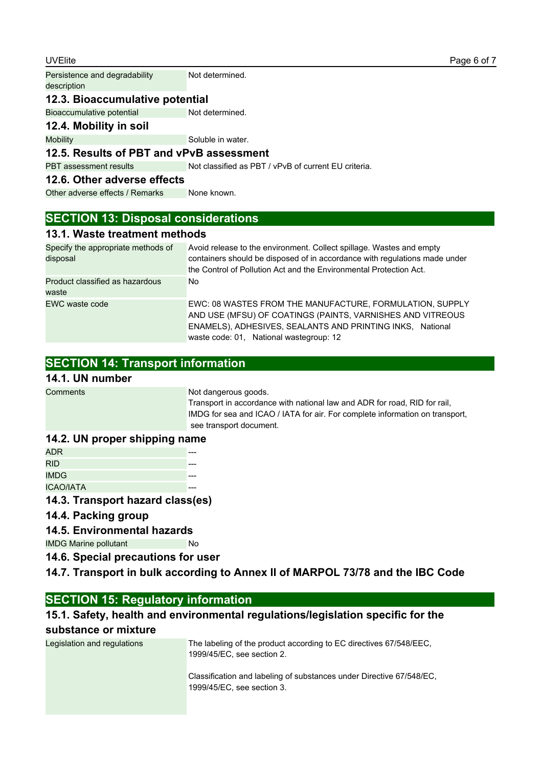| | |
|---|---|
| Persistence and degradability description | Not determined. |

### 12.3. Bioaccumulative potential

| | |
|---|---|
| Bioaccumulative potential | Not determined. |

### 12.4. Mobility in soil

| | |
|---|---|
| Mobility | Soluble in water. |

### 12.5. Results of PBT and vPvB assessment

| | |
|---|---|
| PBT assessment results | Not classified as PBT / vPvB of current EU criteria. |

### 12.6. Other adverse effects

| | |
|---|---|
| Other adverse effects / Remarks | None known. |

## SECTION 13: Disposal considerations

### 13.1. Waste treatment methods

| | |
|---|---|
| Specify the appropriate methods of disposal | Avoid release to the environment. Collect spillage. Wastes and empty containers should be disposed of in accordance with regulations made under the Control of Pollution Act and the Environmental Protection Act. |
| Product classified as hazardous waste | No |
| EWC waste code | EWC: 08 WASTES FROM THE MANUFACTURE, FORMULATION, SUPPLY AND USE (MFSU) OF COATINGS (PAINTS, VARNISHES AND VITREOUS ENAMELS), ADHESIVES, SEALANTS AND PRINTING INKS, National waste code: 01, National wastegroup: 12 |

## SECTION 14: Transport information

### 14.1. UN number

| | |
|---|---|
| Comments | Not dangerous goods.<br>Transport in accordance with national law and ADR for road, RID for rail, IMDG for sea and ICAO / IATA for air. For complete information on transport, see transport document. |

### 14.2. UN proper shipping name

| | |
|---|---|
| ADR | --- |
| RID | --- |
| IMDG | --- |
| ICAO/IATA | --- |

### 14.3. Transport hazard class(es)

### 14.4. Packing group

### 14.5. Environmental hazards

| | |
|---|---|
| IMDG Marine pollutant | No |

### 14.6. Special precautions for user

### 14.7. Transport in bulk according to Annex II of MARPOL 73/78 and the IBC Code

## SECTION 15: Regulatory information

### 15.1. Safety, health and environmental regulations/legislation specific for the substance or mixture

| | |
|---|---|
| Legislation and regulations | The labeling of the product according to EC directives 67/548/EEC, 1999/45/EC, see section 2.<br><br>Classification and labeling of substances under Directive 67/548/EC, 1999/45/EC, see section 3. |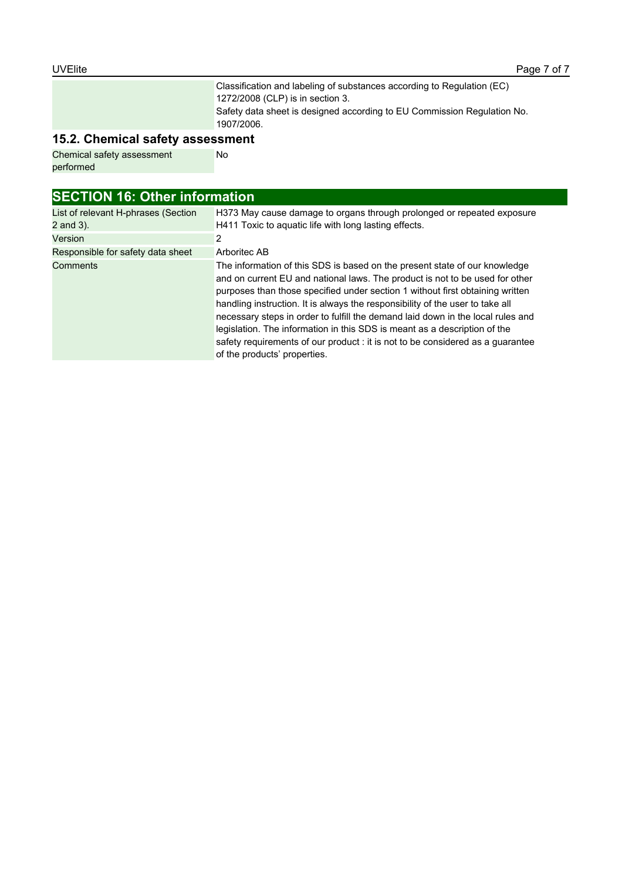| | |
|---|---|
| | Classification and labeling of substances according to Regulation (EC) 1272/2008 (CLP) is in section 3.<br>Safety data sheet is designed according to EU Commission Regulation No. 1907/2006. |

### 15.2. Chemical safety assessment

| | |
|---|---|
| Chemical safety assessment performed | No |

## SECTION 16: Other information

| | |
|---|---|
| List of relevant H-phrases (Section 2 and 3). | H373 May cause damage to organs through prolonged or repeated exposure<br>H411 Toxic to aquatic life with long lasting effects. |
| Version | 2 |
| Responsible for safety data sheet | Arboritec AB |
| Comments | The information of this SDS is based on the present state of our knowledge and on current EU and national laws. The product is not to be used for other purposes than those specified under section 1 without first obtaining written handling instruction. It is always the responsibility of the user to take all necessary steps in order to fulfill the demand laid down in the local rules and legislation. The information in this SDS is meant as a description of the safety requirements of our product : it is not to be considered as a guarantee of the products' properties. |